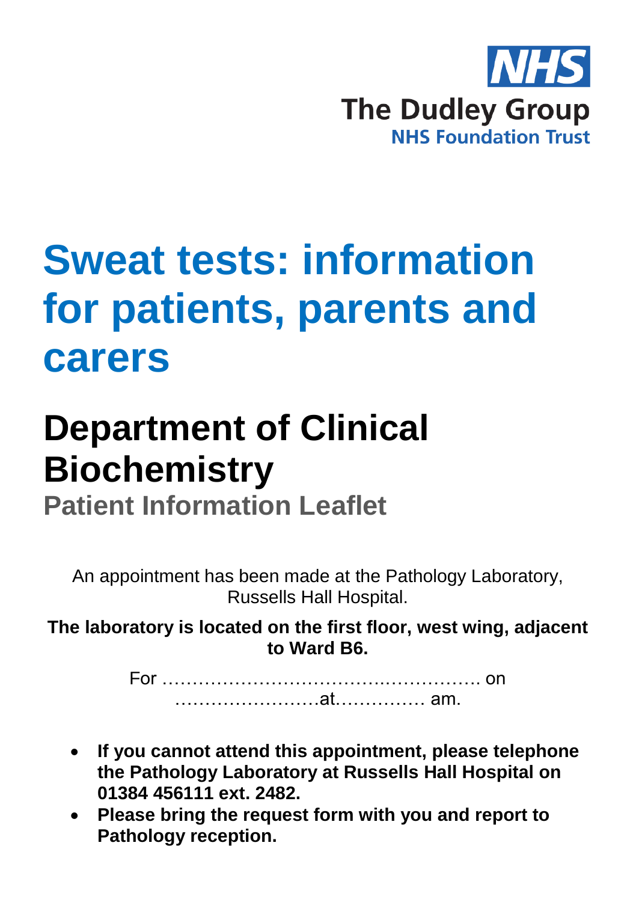NHS
The Dudley Group
NHS Foundation Trust

# Sweat tests: information for patients, parents and carers

## Department of Clinical Biochemistry

### Patient Information Leaflet

An appointment has been made at the Pathology Laboratory, Russells Hall Hospital.

**The laboratory is located on the first floor, west wing, adjacent to Ward B6.**

For ……………………………….…………… on ……………………at…………… am.

- **If you cannot attend this appointment, please telephone the Pathology Laboratory at Russells Hall Hospital on 01384 456111 ext. 2482.**
- **Please bring the request form with you and report to Pathology reception.**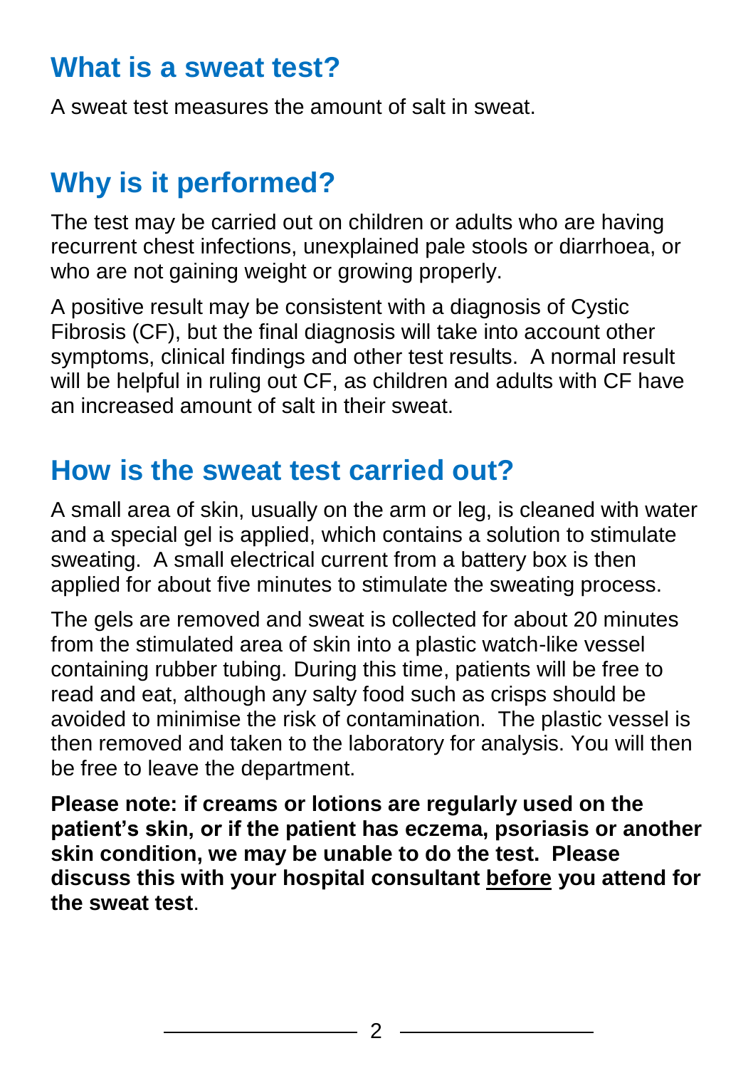## What is a sweat test?

A sweat test measures the amount of salt in sweat.

## Why is it performed?

The test may be carried out on children or adults who are having recurrent chest infections, unexplained pale stools or diarrhoea, or who are not gaining weight or growing properly.

A positive result may be consistent with a diagnosis of Cystic Fibrosis (CF), but the final diagnosis will take into account other symptoms, clinical findings and other test results. A normal result will be helpful in ruling out CF, as children and adults with CF have an increased amount of salt in their sweat.

## How is the sweat test carried out?

A small area of skin, usually on the arm or leg, is cleaned with water and a special gel is applied, which contains a solution to stimulate sweating. A small electrical current from a battery box is then applied for about five minutes to stimulate the sweating process.

The gels are removed and sweat is collected for about 20 minutes from the stimulated area of skin into a plastic watch-like vessel containing rubber tubing. During this time, patients will be free to read and eat, although any salty food such as crisps should be avoided to minimise the risk of contamination. The plastic vessel is then removed and taken to the laboratory for analysis. You will then be free to leave the department.

**Please note: if creams or lotions are regularly used on the patient's skin, or if the patient has eczema, psoriasis or another skin condition, we may be unable to do the test. Please discuss this with your hospital consultant <u>before</u> you attend for the sweat test**.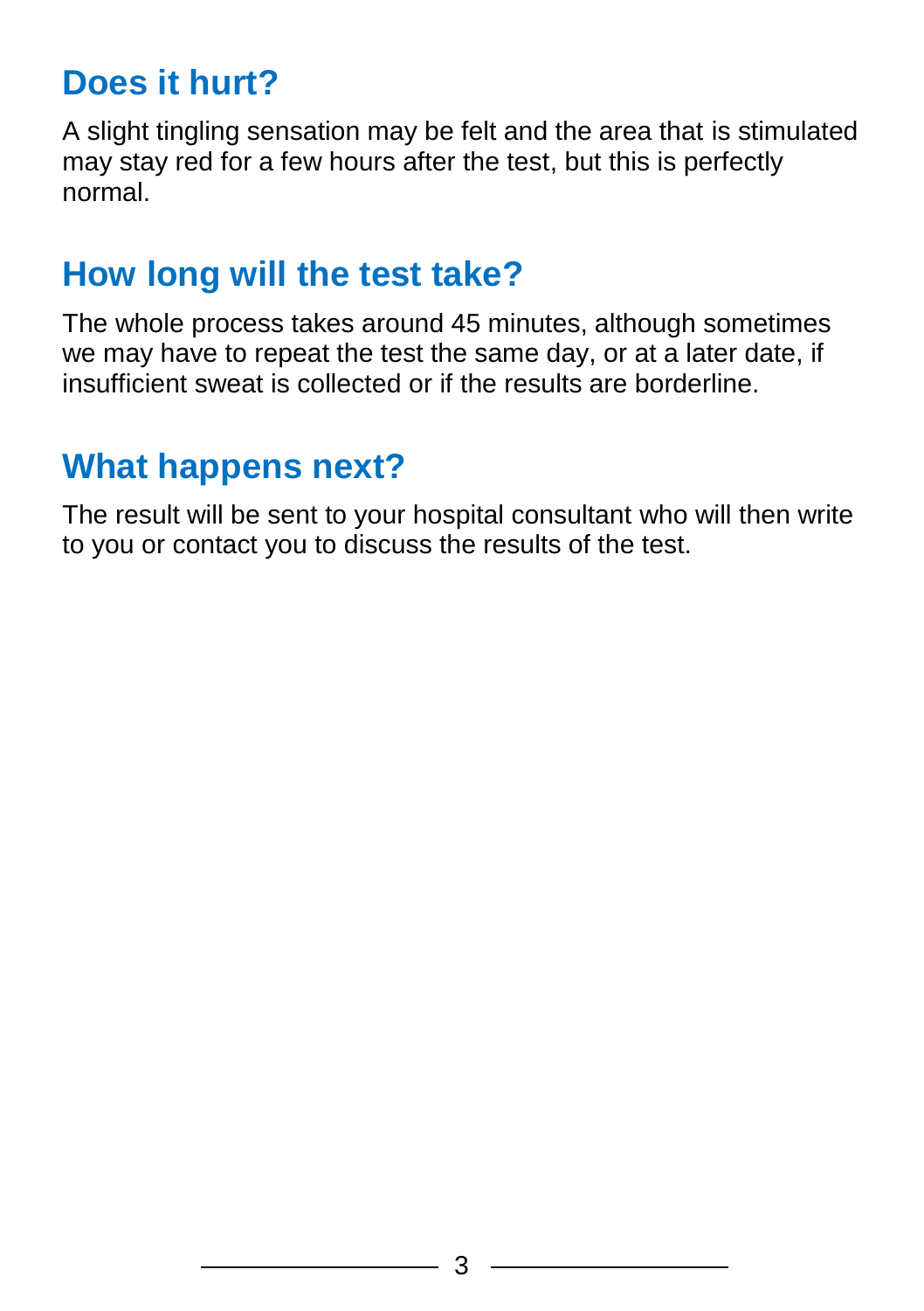## Does it hurt?

A slight tingling sensation may be felt and the area that is stimulated may stay red for a few hours after the test, but this is perfectly normal.

## How long will the test take?

The whole process takes around 45 minutes, although sometimes we may have to repeat the test the same day, or at a later date, if insufficient sweat is collected or if the results are borderline.

## What happens next?

The result will be sent to your hospital consultant who will then write to you or contact you to discuss the results of the test.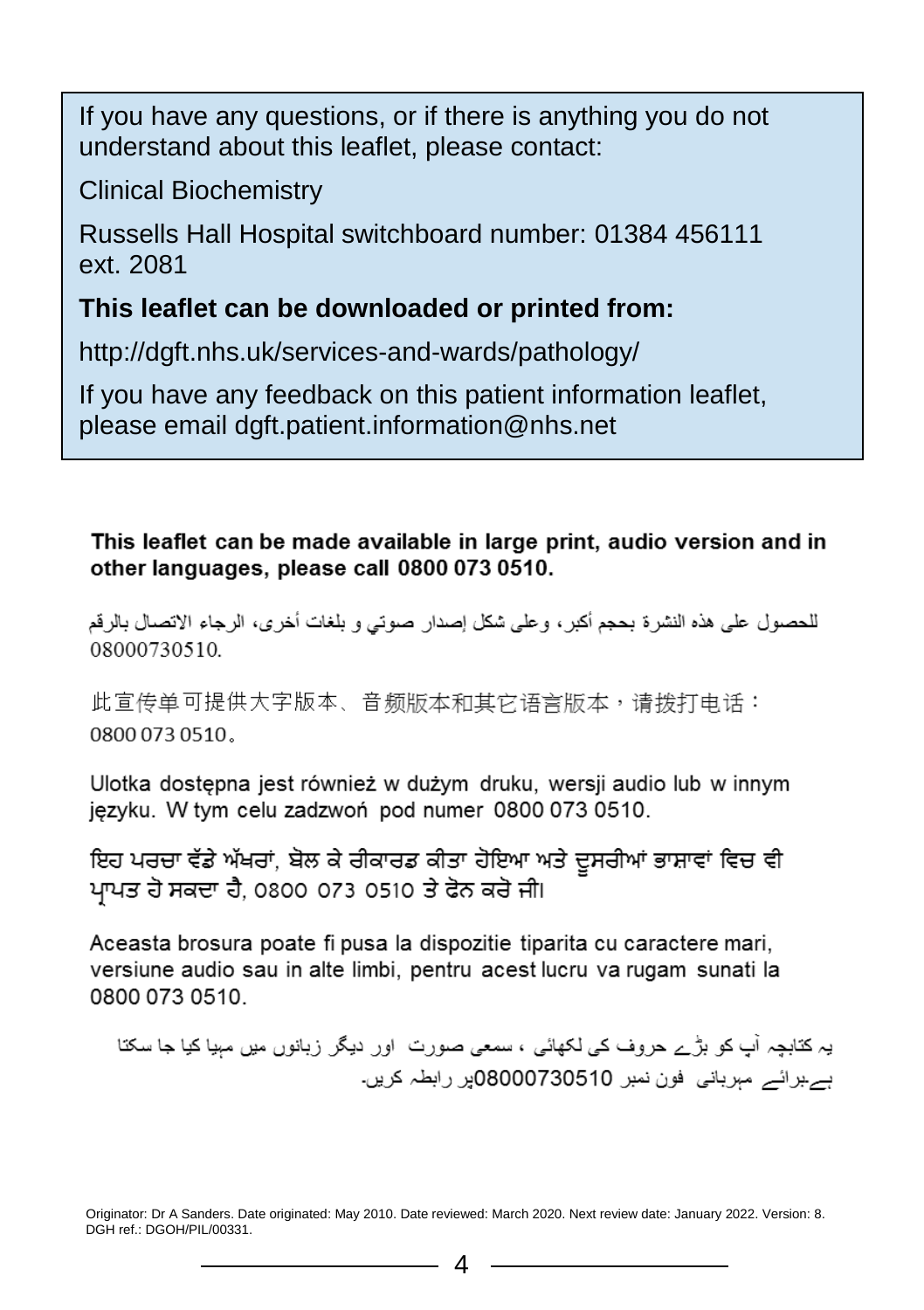If you have any questions, or if there is anything you do not understand about this leaflet, please contact:

Clinical Biochemistry

Russells Hall Hospital switchboard number: 01384 456111 ext. 2081

**This leaflet can be downloaded or printed from:**

http://dgft.nhs.uk/services-and-wards/pathology/

If you have any feedback on this patient information leaflet, please email dgft.patient.information@nhs.net

**This leaflet can be made available in large print, audio version and in other languages, please call 0800 073 0510.**

للحصول على هذه النشرة بحجم أكبر، وعلى شكل إصدار صوتي و بلغات أخرى، الرجاء الاتصال بالرقم 08000730510.

此宣传单可提供大字版本、音频版本和其它语言版本，请拨打电话：0800 073 0510。

Ulotka dostępna jest również w dużym druku, wersji audio lub w innym języku. W tym celu zadzwoń pod numer 0800 073 0510.

ਇਹ ਪਰਚਾ ਵੱਡੇ ਅੱਖਰਾਂ, ਬੋਲ ਕੇ ਰੀਕਾਰਡ ਕੀਤਾ ਹੋਇਆ ਅਤੇ ਦੂਸਰੀਆਂ ਭਾਸ਼ਾਵਾਂ ਵਿਚ ਵੀ ਪ੍ਰਾਪਤ ਹੋ ਸਕਦਾ ਹੈ, 0800 073 0510 ਤੇ ਫੋਨ ਕਰੋ ਜੀ।

Aceasta brosura poate fi pusa la dispozitie tiparita cu caractere mari, versiune audio sau in alte limbi, pentru acest lucru va rugam sunati la 0800 073 0510.

یہ کتابچہ آپ کو بڑے حروف کی لکھائی ، سمعی صورت اور دیگر زبانوں میں مہیا کیا جا سکتا ہے۔برائے مہربانی فون نمبر 08000730510پر رابطہ کریں۔

Originator: Dr A Sanders. Date originated: May 2010. Date reviewed: March 2020. Next review date: January 2022. Version: 8. DGH ref.: DGOH/PIL/00331.